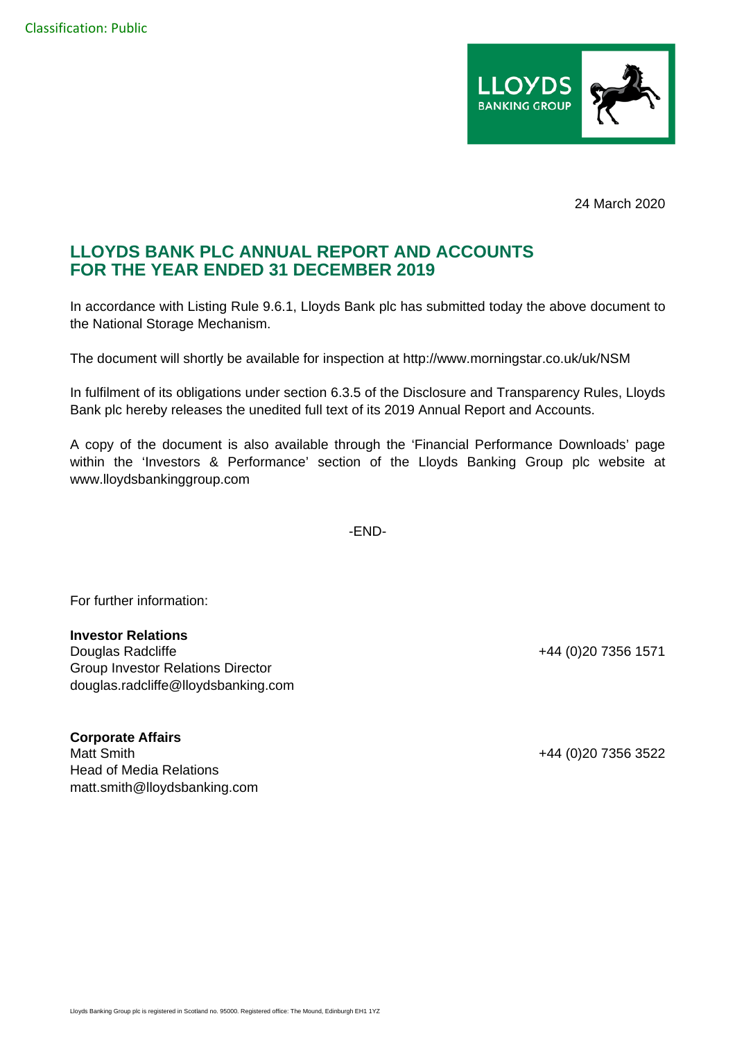Classification: Public

24 March 2020

## LLOYDS BANK PLC ANNUAL REPORT AND ACCOUNTS FOR THE YEAR ENDED 31 DECEMBER 2019

In accordance with Listing Rule 9.6.1, Lloyds Bank plc has submitted today the above document to the National Storage Mechanism.

The document will shortly be available for inspection at http://www.morningstar.co.uk/uk/NSM

In fulfilment of its obligations under section 6.3.5 of the Disclosure and Transparency Rules, Lloyds Bank plc hereby releases the unedited full text of its 2019 Annual Report and Accounts.

A copy of the document is also available through the 'Financial Performance Downloads' page within the 'Investors & Performance' section of the Lloyds Banking Group plc website at www.lloydsbankinggroup.com

-END-

For further information:

**Investor Relations**
Douglas Radcliffe — +44 (0)20 7356 1571
Group Investor Relations Director
douglas.radcliffe@lloydsbanking.com

**Corporate Affairs**
Matt Smith — +44 (0)20 7356 3522
Head of Media Relations
matt.smith@lloydsbanking.com

Lloyds Banking Group plc is registered in Scotland no. 95000. Registered office: The Mound, Edinburgh EH1 1YZ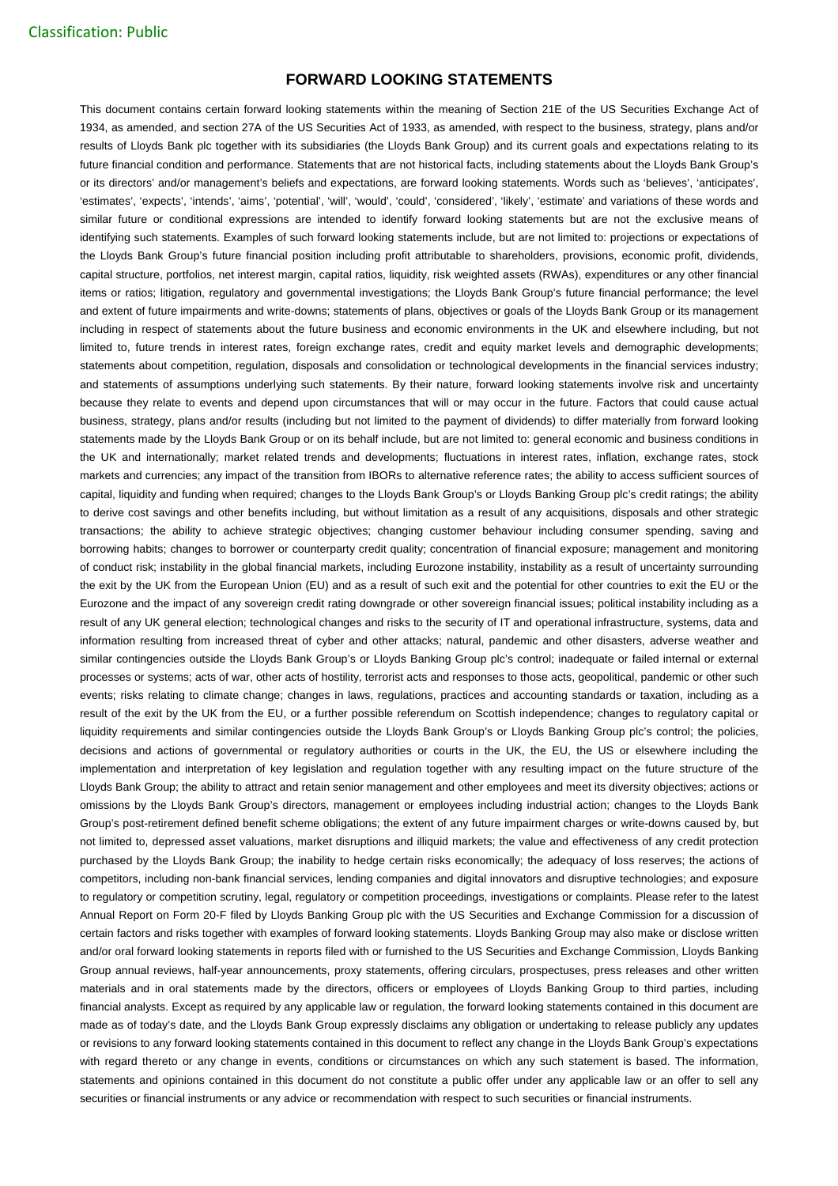Classification: Public

# FORWARD LOOKING STATEMENTS

This document contains certain forward looking statements within the meaning of Section 21E of the US Securities Exchange Act of 1934, as amended, and section 27A of the US Securities Act of 1933, as amended, with respect to the business, strategy, plans and/or results of Lloyds Bank plc together with its subsidiaries (the Lloyds Bank Group) and its current goals and expectations relating to its future financial condition and performance. Statements that are not historical facts, including statements about the Lloyds Bank Group's or its directors' and/or management's beliefs and expectations, are forward looking statements. Words such as 'believes', 'anticipates', 'estimates', 'expects', 'intends', 'aims', 'potential', 'will', 'would', 'could', 'considered', 'likely', 'estimate' and variations of these words and similar future or conditional expressions are intended to identify forward looking statements but are not the exclusive means of identifying such statements. Examples of such forward looking statements include, but are not limited to: projections or expectations of the Lloyds Bank Group's future financial position including profit attributable to shareholders, provisions, economic profit, dividends, capital structure, portfolios, net interest margin, capital ratios, liquidity, risk weighted assets (RWAs), expenditures or any other financial items or ratios; litigation, regulatory and governmental investigations; the Lloyds Bank Group's future financial performance; the level and extent of future impairments and write-downs; statements of plans, objectives or goals of the Lloyds Bank Group or its management including in respect of statements about the future business and economic environments in the UK and elsewhere including, but not limited to, future trends in interest rates, foreign exchange rates, credit and equity market levels and demographic developments; statements about competition, regulation, disposals and consolidation or technological developments in the financial services industry; and statements of assumptions underlying such statements. By their nature, forward looking statements involve risk and uncertainty because they relate to events and depend upon circumstances that will or may occur in the future. Factors that could cause actual business, strategy, plans and/or results (including but not limited to the payment of dividends) to differ materially from forward looking statements made by the Lloyds Bank Group or on its behalf include, but are not limited to: general economic and business conditions in the UK and internationally; market related trends and developments; fluctuations in interest rates, inflation, exchange rates, stock markets and currencies; any impact of the transition from IBORs to alternative reference rates; the ability to access sufficient sources of capital, liquidity and funding when required; changes to the Lloyds Bank Group's or Lloyds Banking Group plc's credit ratings; the ability to derive cost savings and other benefits including, but without limitation as a result of any acquisitions, disposals and other strategic transactions; the ability to achieve strategic objectives; changing customer behaviour including consumer spending, saving and borrowing habits; changes to borrower or counterparty credit quality; concentration of financial exposure; management and monitoring of conduct risk; instability in the global financial markets, including Eurozone instability, instability as a result of uncertainty surrounding the exit by the UK from the European Union (EU) and as a result of such exit and the potential for other countries to exit the EU or the Eurozone and the impact of any sovereign credit rating downgrade or other sovereign financial issues; political instability including as a result of any UK general election; technological changes and risks to the security of IT and operational infrastructure, systems, data and information resulting from increased threat of cyber and other attacks; natural, pandemic and other disasters, adverse weather and similar contingencies outside the Lloyds Bank Group's or Lloyds Banking Group plc's control; inadequate or failed internal or external processes or systems; acts of war, other acts of hostility, terrorist acts and responses to those acts, geopolitical, pandemic or other such events; risks relating to climate change; changes in laws, regulations, practices and accounting standards or taxation, including as a result of the exit by the UK from the EU, or a further possible referendum on Scottish independence; changes to regulatory capital or liquidity requirements and similar contingencies outside the Lloyds Bank Group's or Lloyds Banking Group plc's control; the policies, decisions and actions of governmental or regulatory authorities or courts in the UK, the EU, the US or elsewhere including the implementation and interpretation of key legislation and regulation together with any resulting impact on the future structure of the Lloyds Bank Group; the ability to attract and retain senior management and other employees and meet its diversity objectives; actions or omissions by the Lloyds Bank Group's directors, management or employees including industrial action; changes to the Lloyds Bank Group's post-retirement defined benefit scheme obligations; the extent of any future impairment charges or write-downs caused by, but not limited to, depressed asset valuations, market disruptions and illiquid markets; the value and effectiveness of any credit protection purchased by the Lloyds Bank Group; the inability to hedge certain risks economically; the adequacy of loss reserves; the actions of competitors, including non-bank financial services, lending companies and digital innovators and disruptive technologies; and exposure to regulatory or competition scrutiny, legal, regulatory or competition proceedings, investigations or complaints. Please refer to the latest Annual Report on Form 20-F filed by Lloyds Banking Group plc with the US Securities and Exchange Commission for a discussion of certain factors and risks together with examples of forward looking statements. Lloyds Banking Group may also make or disclose written and/or oral forward looking statements in reports filed with or furnished to the US Securities and Exchange Commission, Lloyds Banking Group annual reviews, half-year announcements, proxy statements, offering circulars, prospectuses, press releases and other written materials and in oral statements made by the directors, officers or employees of Lloyds Banking Group to third parties, including financial analysts. Except as required by any applicable law or regulation, the forward looking statements contained in this document are made as of today's date, and the Lloyds Bank Group expressly disclaims any obligation or undertaking to release publicly any updates or revisions to any forward looking statements contained in this document to reflect any change in the Lloyds Bank Group's expectations with regard thereto or any change in events, conditions or circumstances on which any such statement is based. The information, statements and opinions contained in this document do not constitute a public offer under any applicable law or an offer to sell any securities or financial instruments or any advice or recommendation with respect to such securities or financial instruments.